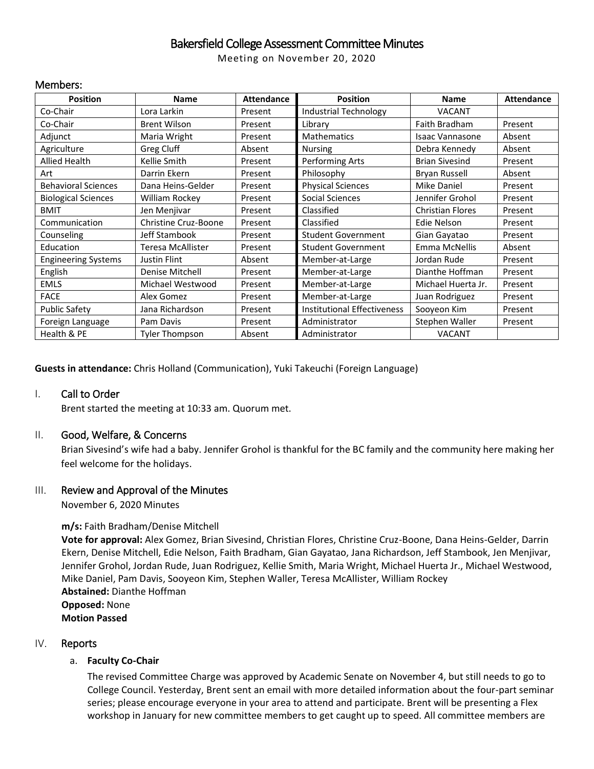# Bakersfield College Assessment Committee Minutes

Meeting on November 20, 2020

## Members:

| Position | Name | Attendance | Position | Name | Attendance |
|---|---|---|---|---|---|
| Co-Chair | Lora Larkin | Present | Industrial Technology | VACANT | |
| Co-Chair | Brent Wilson | Present | Library | Faith Bradham | Present |
| Adjunct | Maria Wright | Present | Mathematics | Isaac Vannasone | Absent |
| Agriculture | Greg Cluff | Absent | Nursing | Debra Kennedy | Absent |
| Allied Health | Kellie Smith | Present | Performing Arts | Brian Sivesind | Present |
| Art | Darrin Ekern | Present | Philosophy | Bryan Russell | Absent |
| Behavioral Sciences | Dana Heins-Gelder | Present | Physical Sciences | Mike Daniel | Present |
| Biological Sciences | William Rockey | Present | Social Sciences | Jennifer Grohol | Present |
| BMIT | Jen Menjivar | Present | Classified | Christian Flores | Present |
| Communication | Christine Cruz-Boone | Present | Classified | Edie Nelson | Present |
| Counseling | Jeff Stambook | Present | Student Government | Gian Gayatao | Present |
| Education | Teresa McAllister | Present | Student Government | Emma McNellis | Absent |
| Engineering Systems | Justin Flint | Absent | Member-at-Large | Jordan Rude | Present |
| English | Denise Mitchell | Present | Member-at-Large | Dianthe Hoffman | Present |
| EMLS | Michael Westwood | Present | Member-at-Large | Michael Huerta Jr. | Present |
| FACE | Alex Gomez | Present | Member-at-Large | Juan Rodriguez | Present |
| Public Safety | Jana Richardson | Present | Institutional Effectiveness | Sooyeon Kim | Present |
| Foreign Language | Pam Davis | Present | Administrator | Stephen Waller | Present |
| Health & PE | Tyler Thompson | Absent | Administrator | VACANT | |

**Guests in attendance:** Chris Holland (Communication), Yuki Takeuchi (Foreign Language)

## I. Call to Order

Brent started the meeting at 10:33 am. Quorum met.

## II. Good, Welfare, & Concerns

Brian Sivesind's wife had a baby. Jennifer Grohol is thankful for the BC family and the community here making her feel welcome for the holidays.

## III. Review and Approval of the Minutes

November 6, 2020 Minutes

**m/s:** Faith Bradham/Denise Mitchell

**Vote for approval:** Alex Gomez, Brian Sivesind, Christian Flores, Christine Cruz-Boone, Dana Heins-Gelder, Darrin Ekern, Denise Mitchell, Edie Nelson, Faith Bradham, Gian Gayatao, Jana Richardson, Jeff Stambook, Jen Menjivar, Jennifer Grohol, Jordan Rude, Juan Rodriguez, Kellie Smith, Maria Wright, Michael Huerta Jr., Michael Westwood, Mike Daniel, Pam Davis, Sooyeon Kim, Stephen Waller, Teresa McAllister, William Rockey

**Abstained:** Dianthe Hoffman

**Opposed:** None

**Motion Passed**

## IV. Reports

### a. Faculty Co-Chair

The revised Committee Charge was approved by Academic Senate on November 4, but still needs to go to College Council. Yesterday, Brent sent an email with more detailed information about the four-part seminar series; please encourage everyone in your area to attend and participate. Brent will be presenting a Flex workshop in January for new committee members to get caught up to speed. All committee members are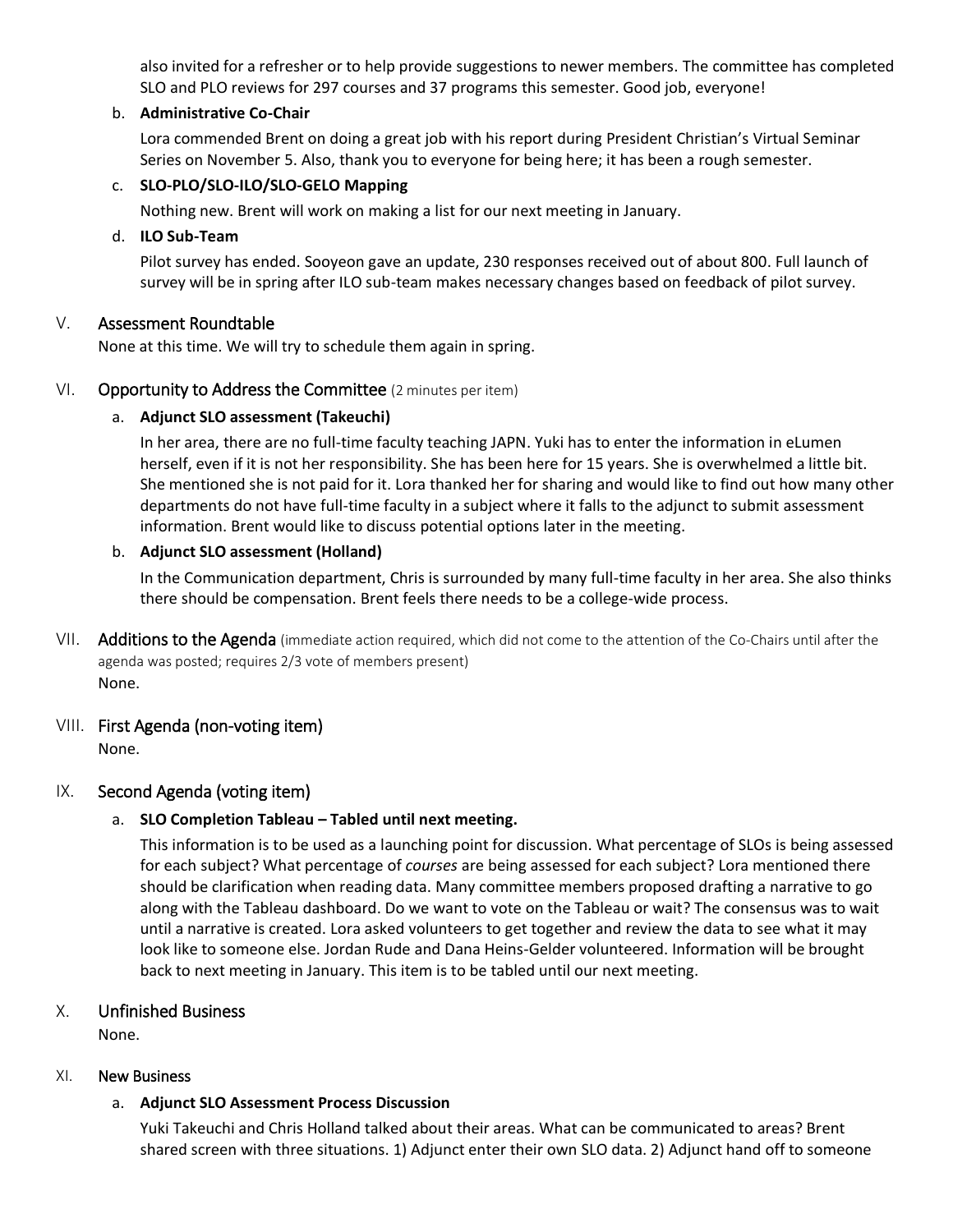also invited for a refresher or to help provide suggestions to newer members. The committee has completed SLO and PLO reviews for 297 courses and 37 programs this semester. Good job, everyone!

b. **Administrative Co-Chair**

Lora commended Brent on doing a great job with his report during President Christian's Virtual Seminar Series on November 5. Also, thank you to everyone for being here; it has been a rough semester.

c. **SLO-PLO/SLO-ILO/SLO-GELO Mapping**

Nothing new. Brent will work on making a list for our next meeting in January.

d. **ILO Sub-Team**

Pilot survey has ended. Sooyeon gave an update, 230 responses received out of about 800. Full launch of survey will be in spring after ILO sub-team makes necessary changes based on feedback of pilot survey.

## V. Assessment Roundtable

None at this time. We will try to schedule them again in spring.

## VI. Opportunity to Address the Committee (2 minutes per item)

a. **Adjunct SLO assessment (Takeuchi)**

In her area, there are no full-time faculty teaching JAPN. Yuki has to enter the information in eLumen herself, even if it is not her responsibility. She has been here for 15 years. She is overwhelmed a little bit. She mentioned she is not paid for it. Lora thanked her for sharing and would like to find out how many other departments do not have full-time faculty in a subject where it falls to the adjunct to submit assessment information. Brent would like to discuss potential options later in the meeting.

b. **Adjunct SLO assessment (Holland)**

In the Communication department, Chris is surrounded by many full-time faculty in her area. She also thinks there should be compensation. Brent feels there needs to be a college-wide process.

## VII. Additions to the Agenda (immediate action required, which did not come to the attention of the Co-Chairs until after the agenda was posted; requires 2/3 vote of members present)

None.

## VIII. First Agenda (non-voting item)

None.

## IX. Second Agenda (voting item)

a. **SLO Completion Tableau – Tabled until next meeting.**

This information is to be used as a launching point for discussion. What percentage of SLOs is being assessed for each subject? What percentage of *courses* are being assessed for each subject? Lora mentioned there should be clarification when reading data. Many committee members proposed drafting a narrative to go along with the Tableau dashboard. Do we want to vote on the Tableau or wait? The consensus was to wait until a narrative is created. Lora asked volunteers to get together and review the data to see what it may look like to someone else. Jordan Rude and Dana Heins-Gelder volunteered. Information will be brought back to next meeting in January. This item is to be tabled until our next meeting.

## X. Unfinished Business

None.

## XI. New Business

a. **Adjunct SLO Assessment Process Discussion**

Yuki Takeuchi and Chris Holland talked about their areas. What can be communicated to areas? Brent shared screen with three situations. 1) Adjunct enter their own SLO data. 2) Adjunct hand off to someone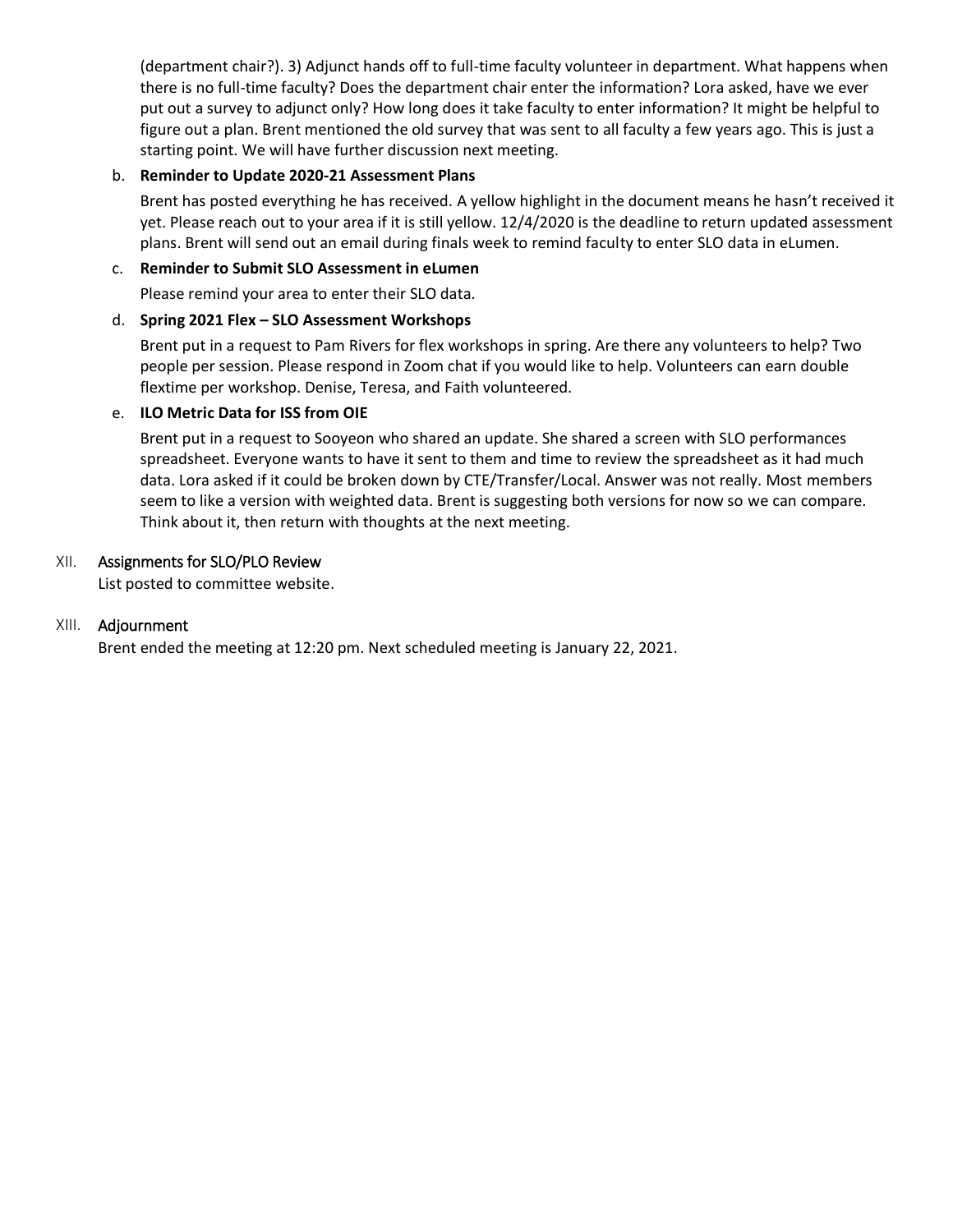(department chair?). 3) Adjunct hands off to full-time faculty volunteer in department. What happens when there is no full-time faculty? Does the department chair enter the information? Lora asked, have we ever put out a survey to adjunct only? How long does it take faculty to enter information? It might be helpful to figure out a plan. Brent mentioned the old survey that was sent to all faculty a few years ago. This is just a starting point. We will have further discussion next meeting.

b. **Reminder to Update 2020-21 Assessment Plans**

Brent has posted everything he has received. A yellow highlight in the document means he hasn't received it yet. Please reach out to your area if it is still yellow. 12/4/2020 is the deadline to return updated assessment plans. Brent will send out an email during finals week to remind faculty to enter SLO data in eLumen.

c. **Reminder to Submit SLO Assessment in eLumen**

Please remind your area to enter their SLO data.

d. **Spring 2021 Flex – SLO Assessment Workshops**

Brent put in a request to Pam Rivers for flex workshops in spring. Are there any volunteers to help? Two people per session. Please respond in Zoom chat if you would like to help. Volunteers can earn double flextime per workshop. Denise, Teresa, and Faith volunteered.

e. **ILO Metric Data for ISS from OIE**

Brent put in a request to Sooyeon who shared an update. She shared a screen with SLO performances spreadsheet. Everyone wants to have it sent to them and time to review the spreadsheet as it had much data. Lora asked if it could be broken down by CTE/Transfer/Local. Answer was not really. Most members seem to like a version with weighted data. Brent is suggesting both versions for now so we can compare. Think about it, then return with thoughts at the next meeting.

## XII. Assignments for SLO/PLO Review

List posted to committee website.

## XIII. Adjournment

Brent ended the meeting at 12:20 pm. Next scheduled meeting is January 22, 2021.